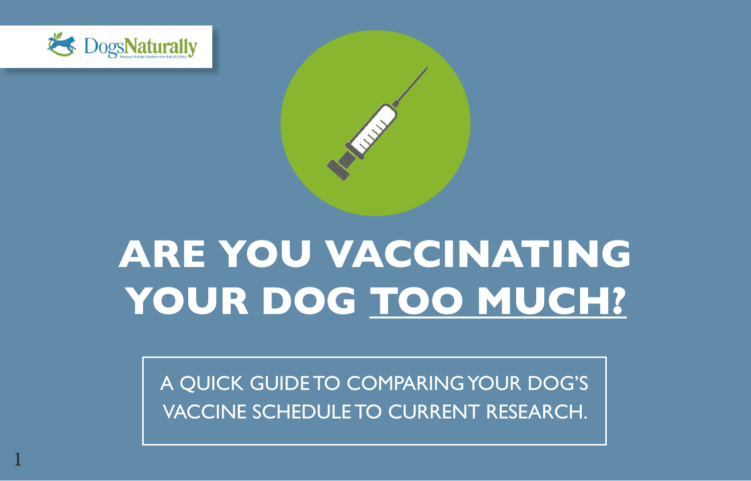# ARE YOU VACCINATING YOUR DOG TOO MUCH?

A QUICK GUIDE TO COMPARING YOUR DOG'S VACCINE SCHEDULE TO CURRENT RESEARCH.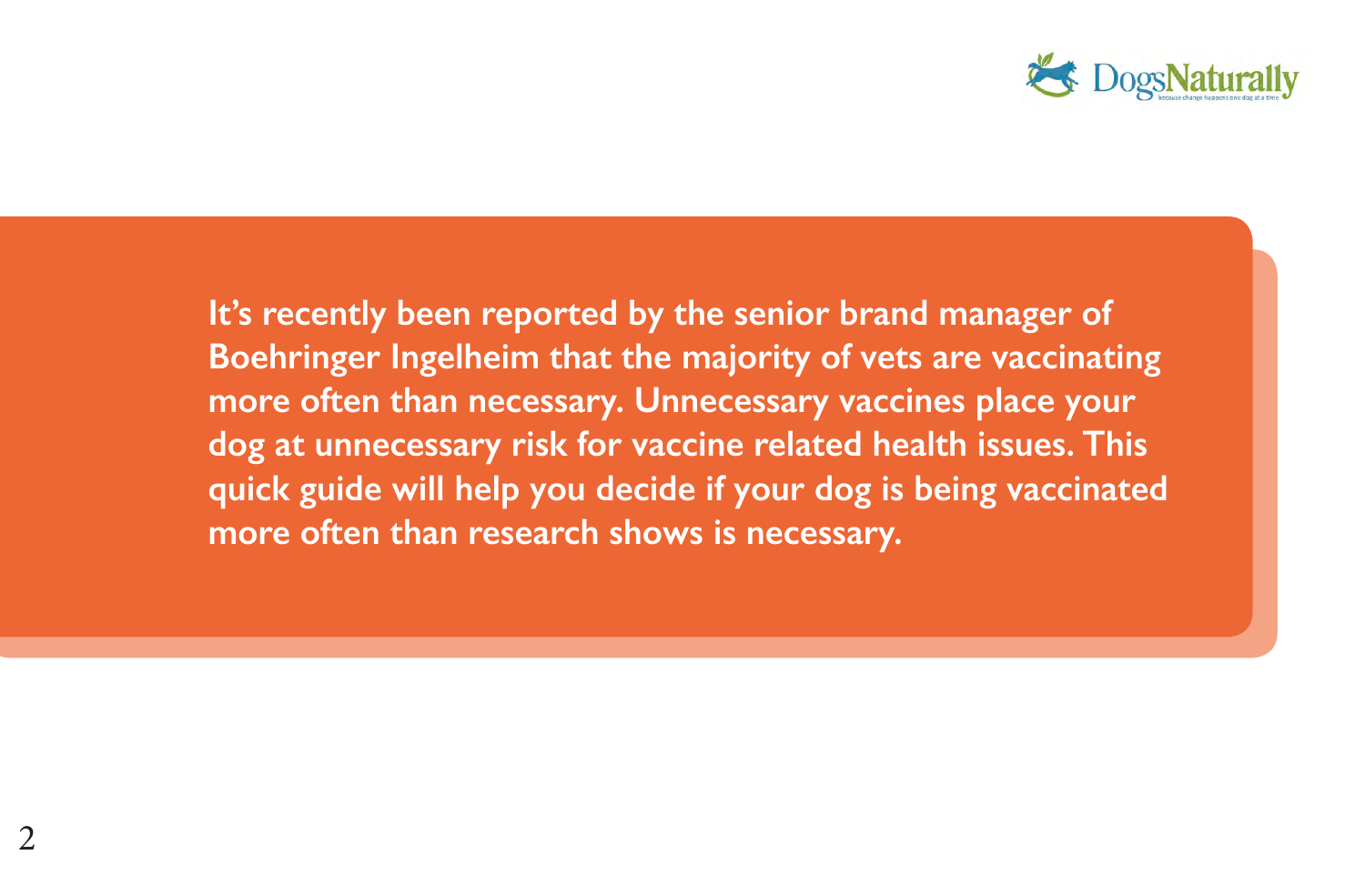**It's recently been reported by the senior brand manager of Boehringer Ingelheim that the majority of vets are vaccinating more often than necessary. Unnecessary vaccines place your dog at unnecessary risk for vaccine related health issues. This quick guide will help you decide if your dog is being vaccinated more often than research shows is necessary.**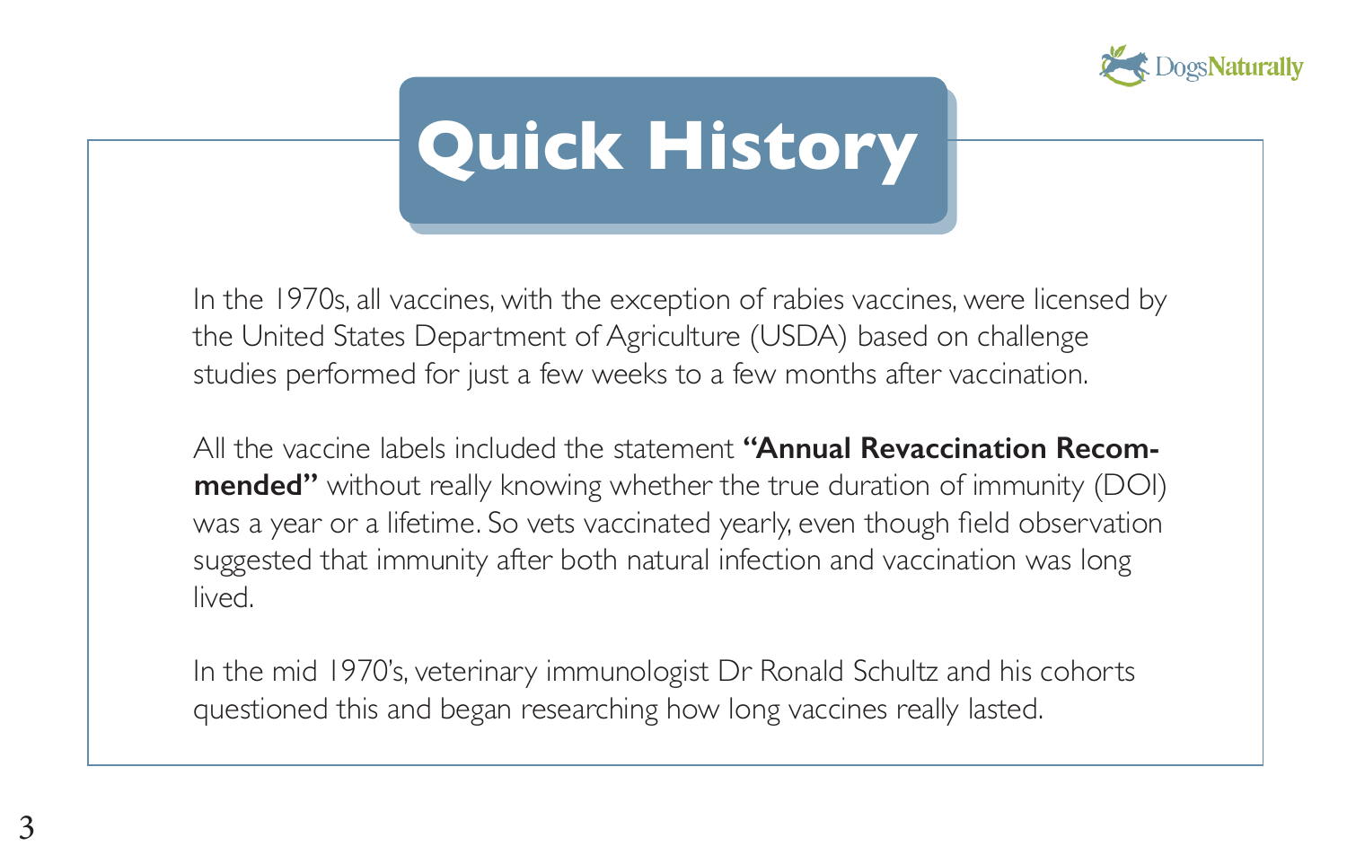# Quick History

In the 1970s, all vaccines, with the exception of rabies vaccines, were licensed by the United States Department of Agriculture (USDA) based on challenge studies performed for just a few weeks to a few months after vaccination.

All the vaccine labels included the statement **"Annual Revaccination Recommended"** without really knowing whether the true duration of immunity (DOI) was a year or a lifetime. So vets vaccinated yearly, even though field observation suggested that immunity after both natural infection and vaccination was long lived.

In the mid 1970's, veterinary immunologist Dr Ronald Schultz and his cohorts questioned this and began researching how long vaccines really lasted.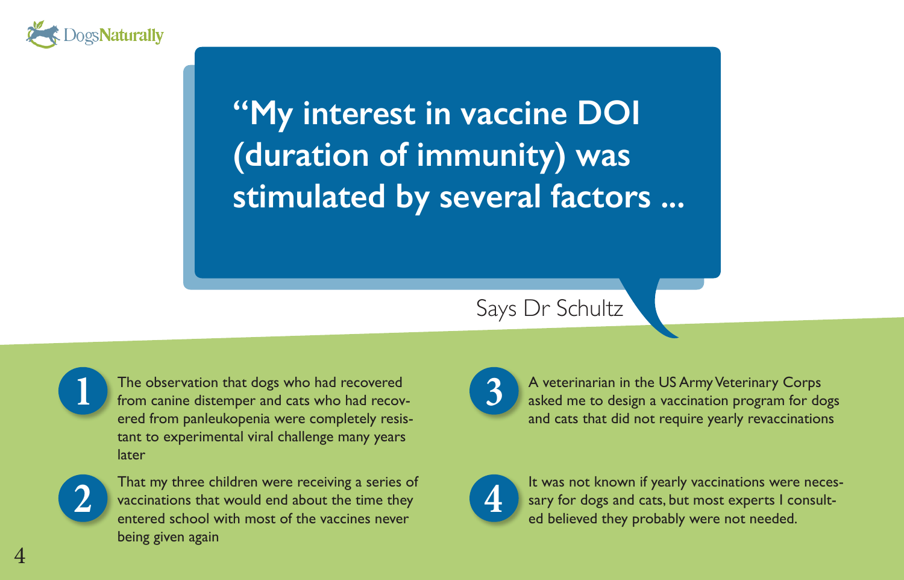## "My interest in vaccine DOI (duration of immunity) was stimulated by several factors ...

Says Dr Schultz

1. The observation that dogs who had recovered from canine distemper and cats who had recovered from panleukopenia were completely resistant to experimental viral challenge many years later
2. That my three children were receiving a series of vaccinations that would end about the time they entered school with most of the vaccines never being given again
3. A veterinarian in the US Army Veterinary Corps asked me to design a vaccination program for dogs and cats that did not require yearly revaccinations
4. It was not known if yearly vaccinations were necessary for dogs and cats, but most experts I consulted believed they probably were not needed.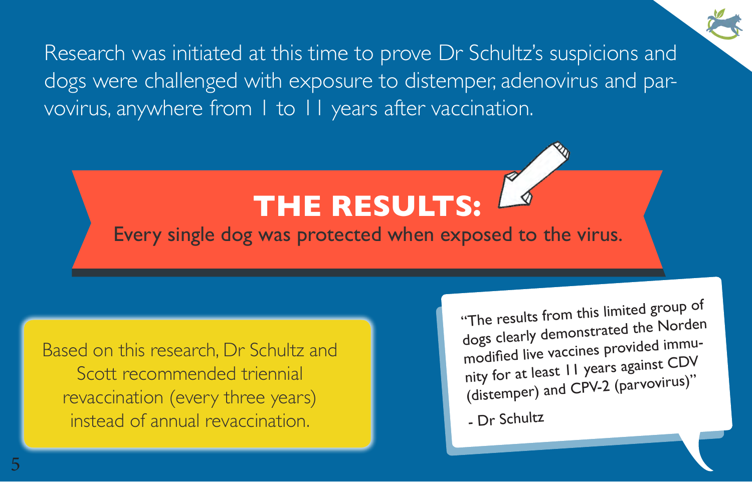Research was initiated at this time to prove Dr Schultz's suspicions and dogs were challenged with exposure to distemper, adenovirus and parvovirus, anywhere from 1 to 11 years after vaccination.

## THE RESULTS:

Every single dog was protected when exposed to the virus.

Based on this research, Dr Schultz and Scott recommended triennial revaccination (every three years) instead of annual revaccination.

"The results from this limited group of dogs clearly demonstrated the Norden modified live vaccines provided immunity for at least 11 years against CDV (distemper) and CPV-2 (parvovirus)"

- Dr Schultz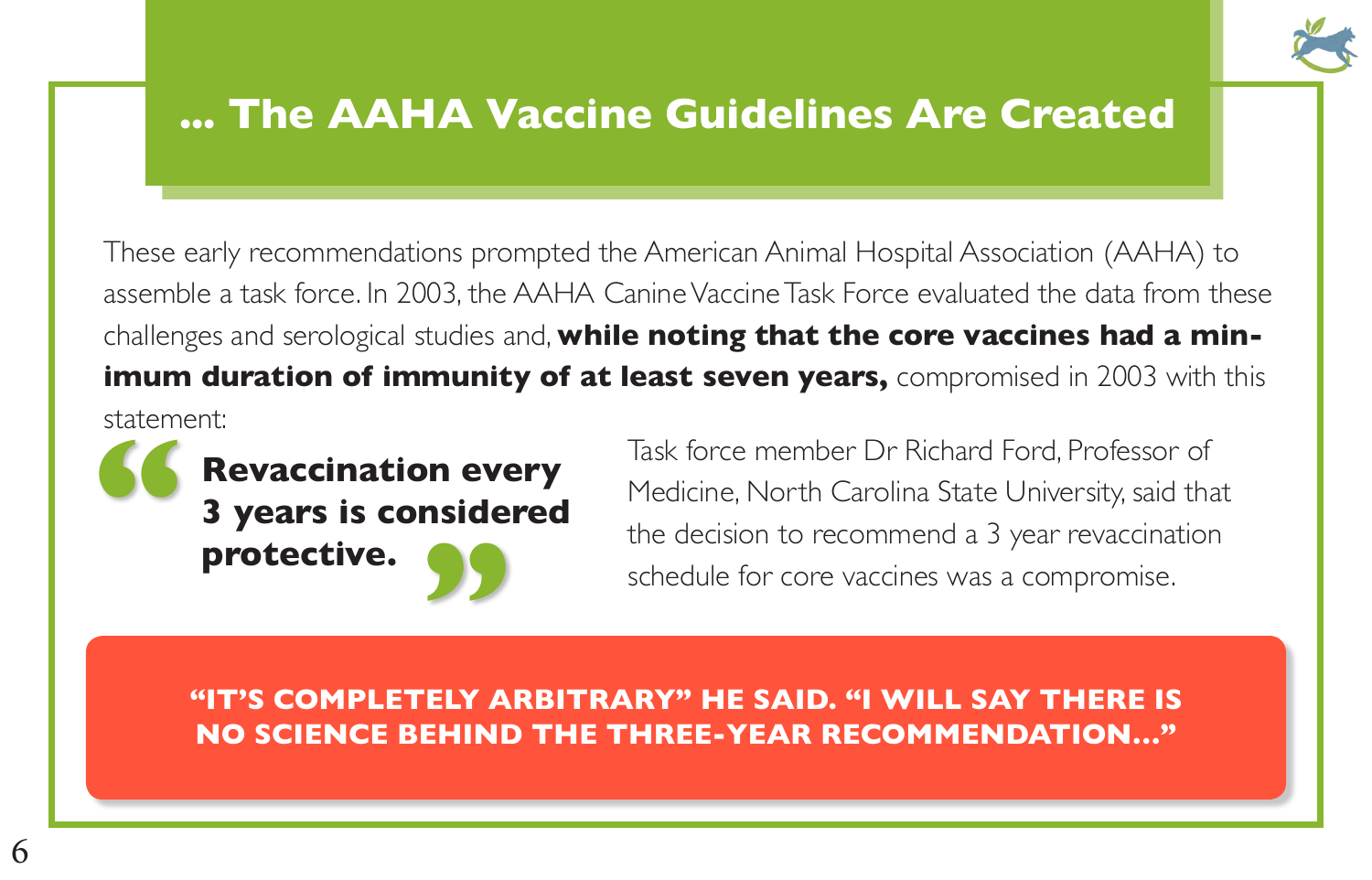# ... The AAHA Vaccine Guidelines Are Created

These early recommendations prompted the American Animal Hospital Association (AAHA) to assemble a task force. In 2003, the AAHA Canine Vaccine Task Force evaluated the data from these challenges and serological studies and, **while noting that the core vaccines had a minimum duration of immunity of at least seven years,** compromised in 2003 with this statement:

> **Revaccination every 3 years is considered protective.**

Task force member Dr Richard Ford, Professor of Medicine, North Carolina State University, said that the decision to recommend a 3 year revaccination schedule for core vaccines was a compromise.

**"IT'S COMPLETELY ARBITRARY" HE SAID. "I WILL SAY THERE IS NO SCIENCE BEHIND THE THREE-YEAR RECOMMENDATION..."**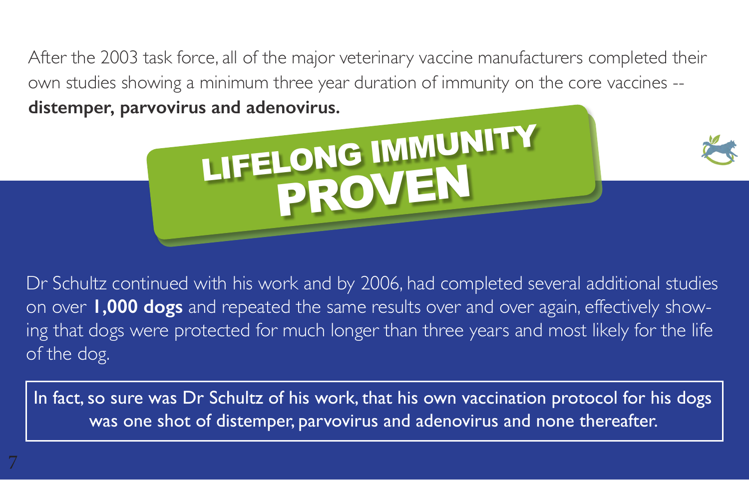After the 2003 task force, all of the major veterinary vaccine manufacturers completed their own studies showing a minimum three year duration of immunity on the core vaccines -- **distemper, parvovirus and adenovirus.**

# LIFELONG IMMUNITY PROVEN

Dr Schultz continued with his work and by 2006, had completed several additional studies on over **1,000 dogs** and repeated the same results over and over again, effectively showing that dogs were protected for much longer than three years and most likely for the life of the dog.

> In fact, so sure was Dr Schultz of his work, that his own vaccination protocol for his dogs was one shot of distemper, parvovirus and adenovirus and none thereafter.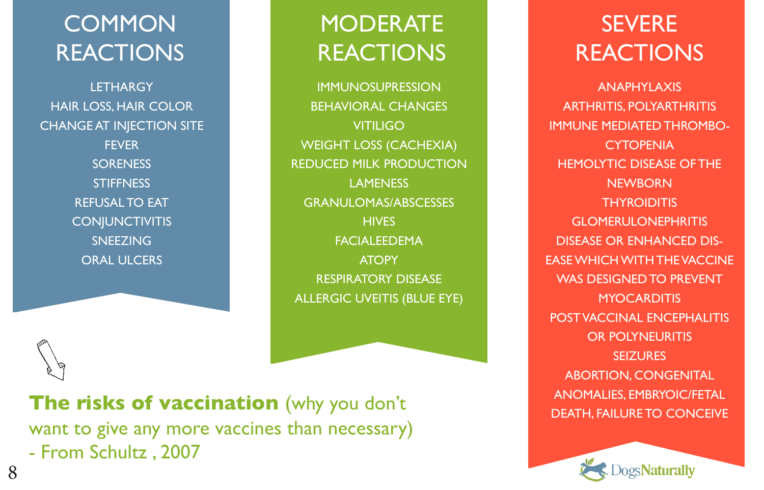## COMMON REACTIONS

- LETHARGY
- HAIR LOSS, HAIR COLOR CHANGE AT INJECTION SITE
- FEVER
- SORENESS
- STIFFNESS
- REFUSAL TO EAT
- CONJUNCTIVITIS
- SNEEZING
- ORAL ULCERS

## MODERATE REACTIONS

- IMMUNOSUPRESSION
- BEHAVIORAL CHANGES
- VITILIGO
- WEIGHT LOSS (CACHEXIA)
- REDUCED MILK PRODUCTION
- LAMENESS
- GRANULOMAS/ABSCESSES
- HIVES
- FACIALEEDEMA
- ATOPY
- RESPIRATORY DISEASE
- ALLERGIC UVEITIS (BLUE EYE)

## SEVERE REACTIONS

- ANAPHYLAXIS
- ARTHRITIS, POLYARTHRITIS
- IMMUNE MEDIATED THROMBO-CYTOPENIA
- HEMOLYTIC DISEASE OF THE NEWBORN
- THYROIDITIS
- GLOMERULONEPHRITIS
- DISEASE OR ENHANCED DIS-EASE WHICH WITH THE VACCINE WAS DESIGNED TO PREVENT
- MYOCARDITIS
- POST VACCINAL ENCEPHALITIS OR POLYNEURITIS
- SEIZURES
- ABORTION, CONGENITAL ANOMALIES, EMBRYOIC/FETAL DEATH, FAILURE TO CONCEIVE

**The risks of vaccination** (why you don't want to give any more vaccines than necessary)
- From Schultz , 2007

DogsNaturally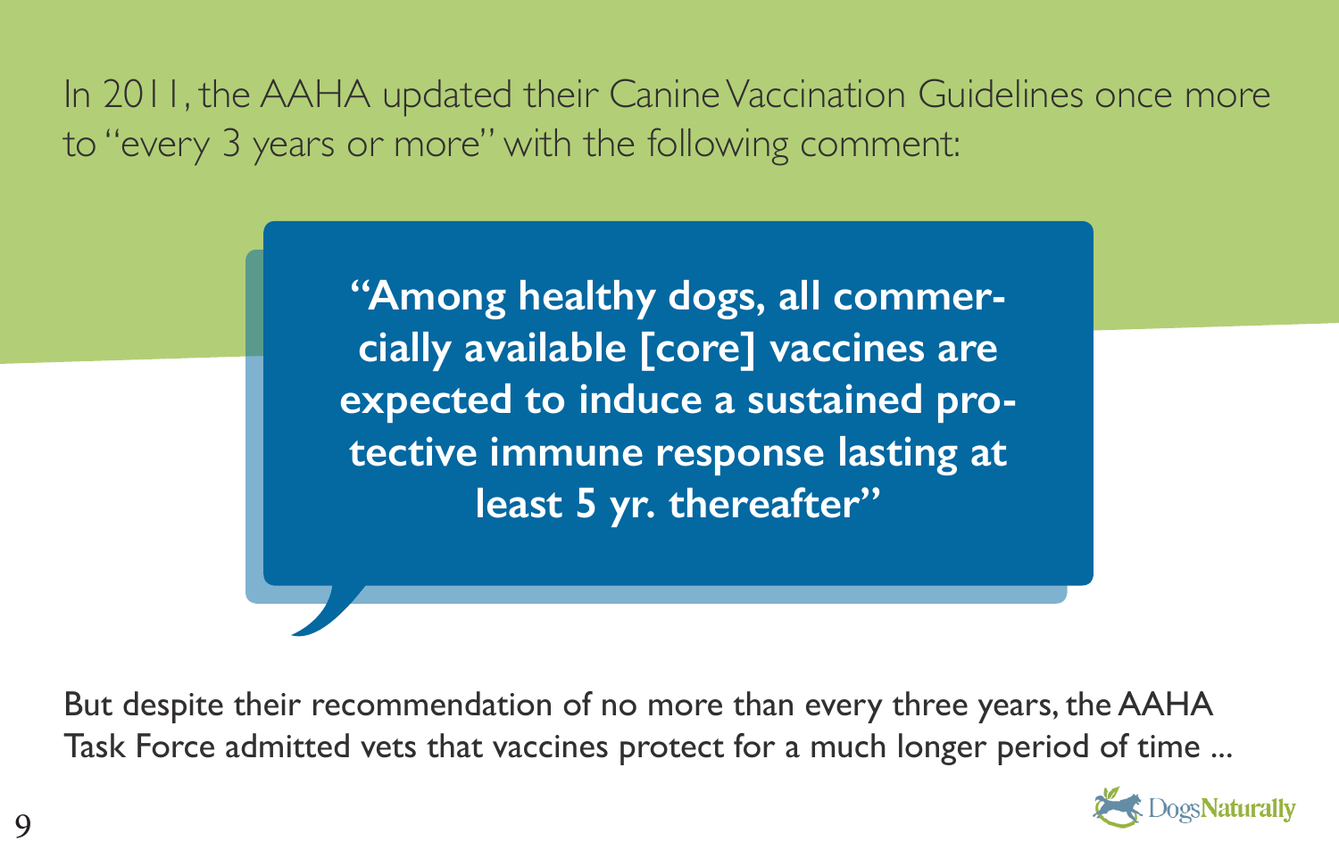In 2011, the AAHA updated their Canine Vaccination Guidelines once more to "every 3 years or more" with the following comment:

> **"Among healthy dogs, all commercially available [core] vaccines are expected to induce a sustained protective immune response lasting at least 5 yr. thereafter"**

But despite their recommendation of no more than every three years, the AAHA Task Force admitted vets that vaccines protect for a much longer period of time ...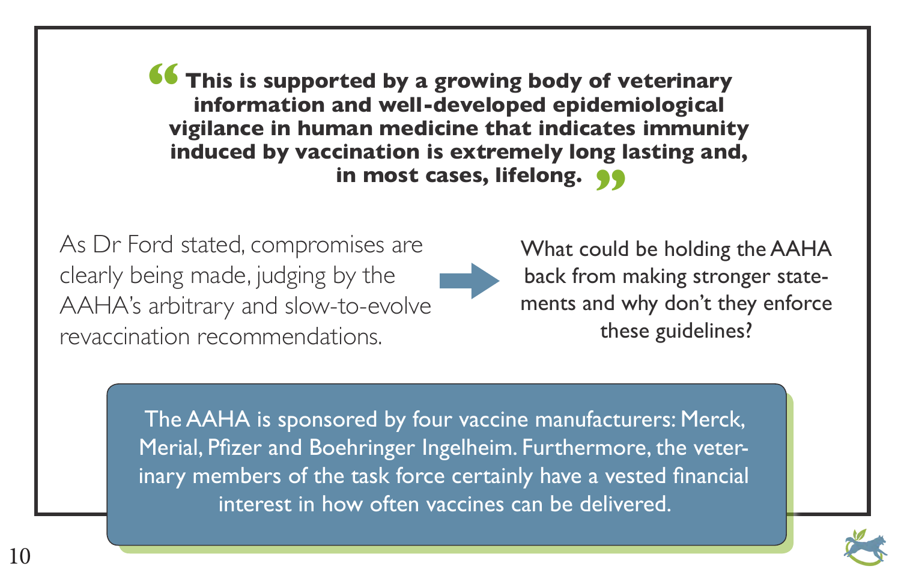> **"This is supported by a growing body of veterinary information and well-developed epidemiological vigilance in human medicine that indicates immunity induced by vaccination is extremely long lasting and, in most cases, lifelong."**

As Dr Ford stated, compromises are clearly being made, judging by the AAHA's arbitrary and slow-to-evolve revaccination recommendations.

→ What could be holding the AAHA back from making stronger statements and why don't they enforce these guidelines?

The AAHA is sponsored by four vaccine manufacturers: Merck, Merial, Pfizer and Boehringer Ingelheim. Furthermore, the veterinary members of the task force certainly have a vested financial interest in how often vaccines can be delivered.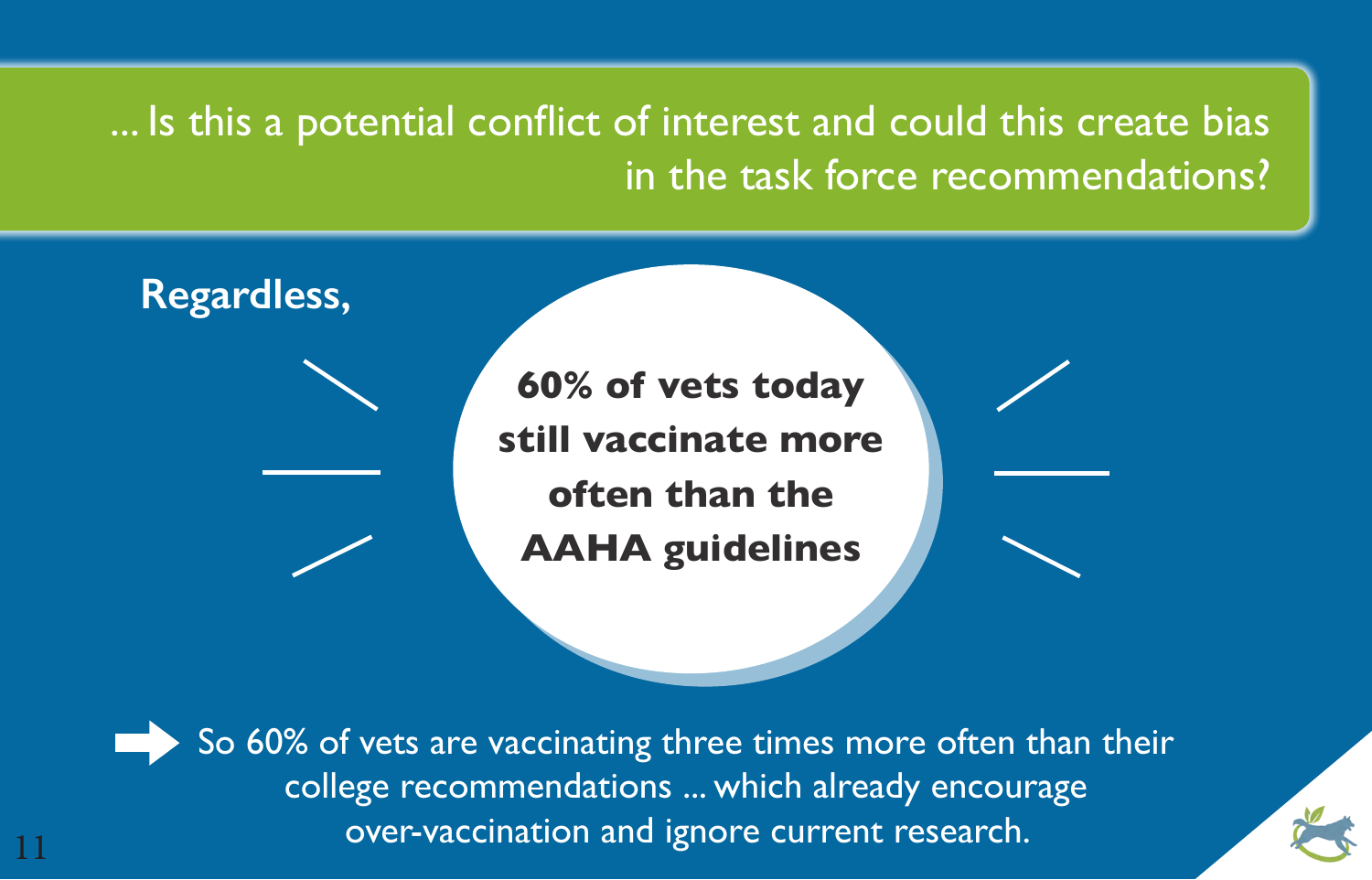## ... Is this a potential conflict of interest and could this create bias in the task force recommendations?

**Regardless,**

**60% of vets today still vaccinate more often than the AAHA guidelines**

➡ So 60% of vets are vaccinating three times more often than their college recommendations ... which already encourage over-vaccination and ignore current research.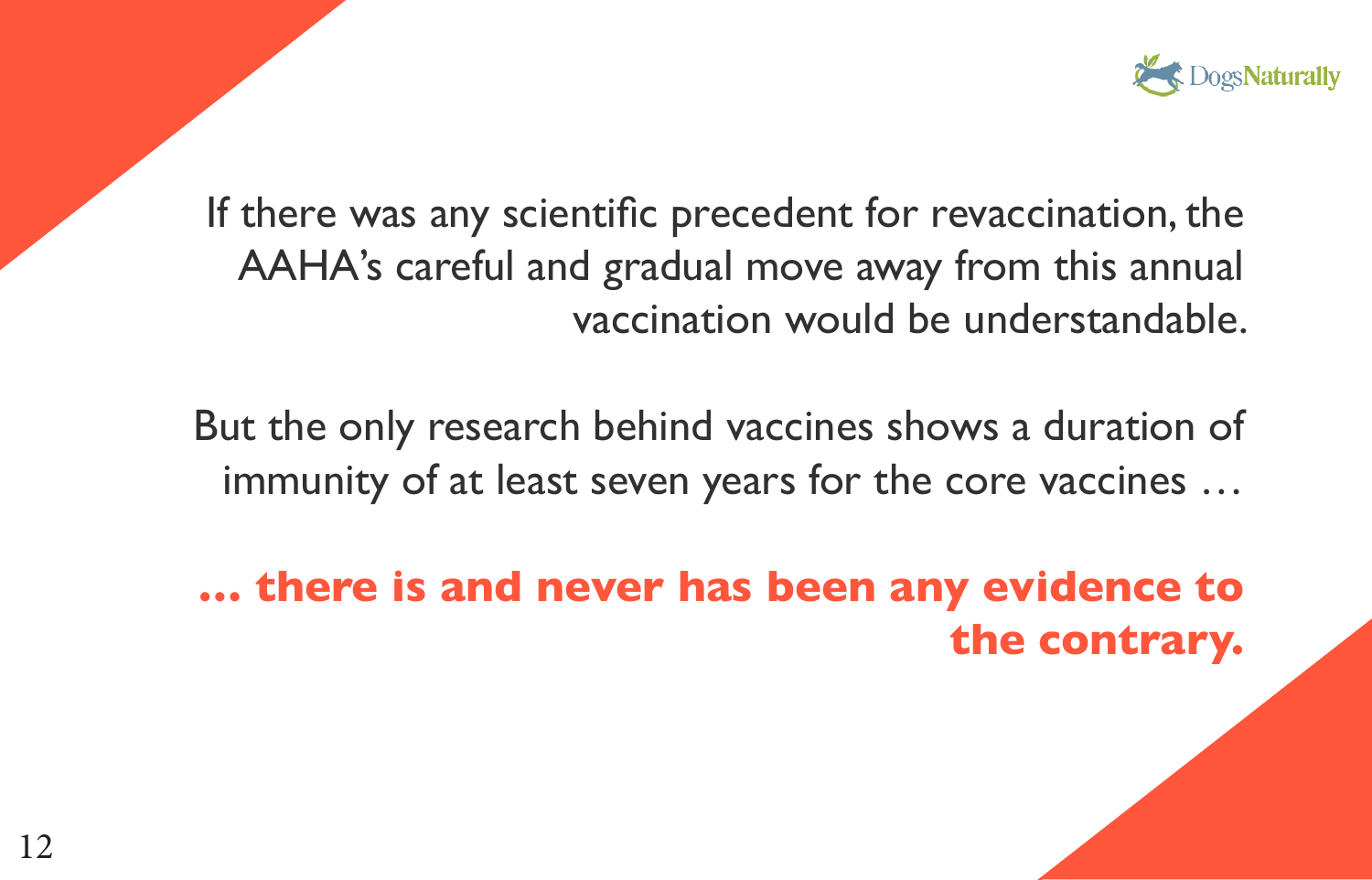If there was any scientific precedent for revaccination, the AAHA's careful and gradual move away from this annual vaccination would be understandable.

But the only research behind vaccines shows a duration of immunity of at least seven years for the core vaccines …

**… there is and never has been any evidence to the contrary.**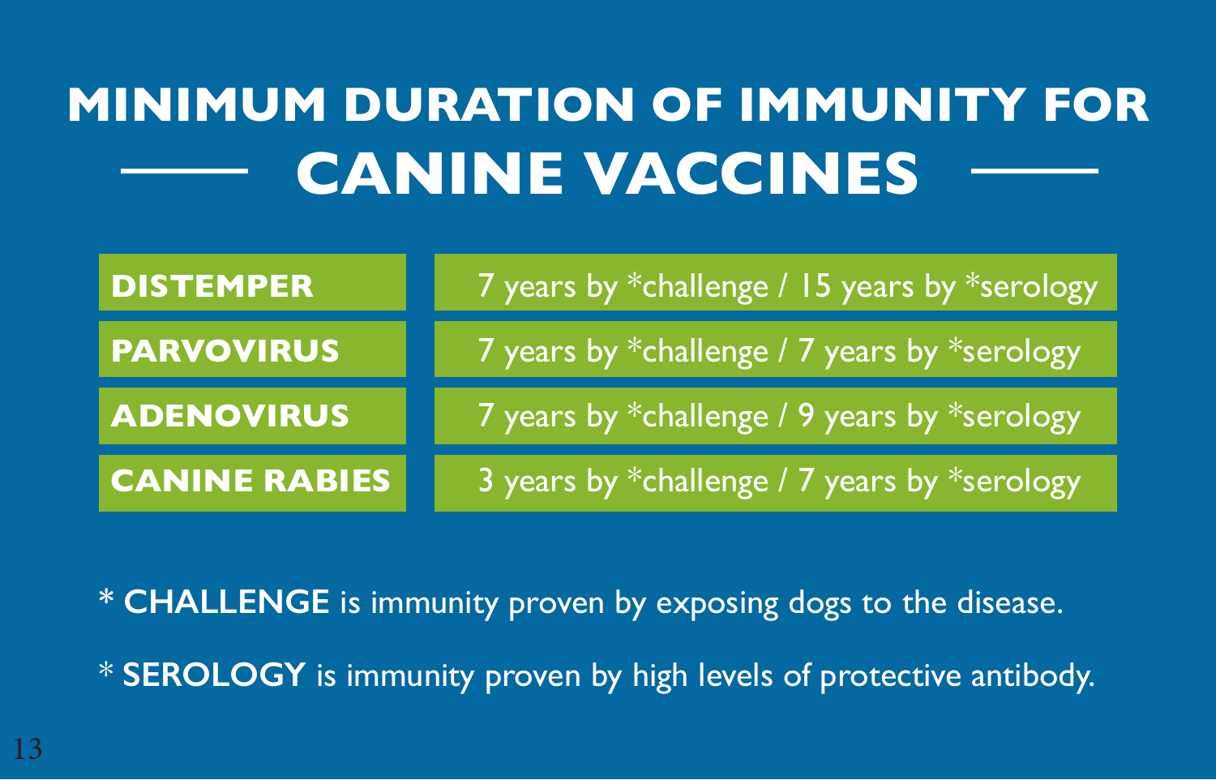# MINIMUM DURATION OF IMMUNITY FOR CANINE VACCINES

| | |
|---|---|
| **DISTEMPER** | 7 years by *challenge / 15 years by *serology |
| **PARVOVIRUS** | 7 years by *challenge / 7 years by *serology |
| **ADENOVIRUS** | 7 years by *challenge / 9 years by *serology |
| **CANINE RABIES** | 3 years by *challenge / 7 years by *serology |

* **CHALLENGE** is immunity proven by exposing dogs to the disease.

* **SEROLOGY** is immunity proven by high levels of protective antibody.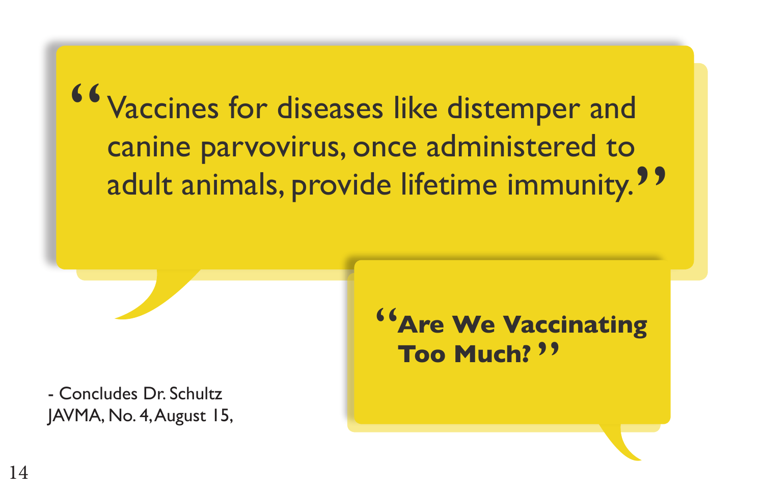"Vaccines for diseases like distemper and canine parvovirus, once administered to adult animals, provide lifetime immunity."

**"Are We Vaccinating Too Much?"**

- Concludes Dr. Schultz
JAVMA, No. 4, August 15,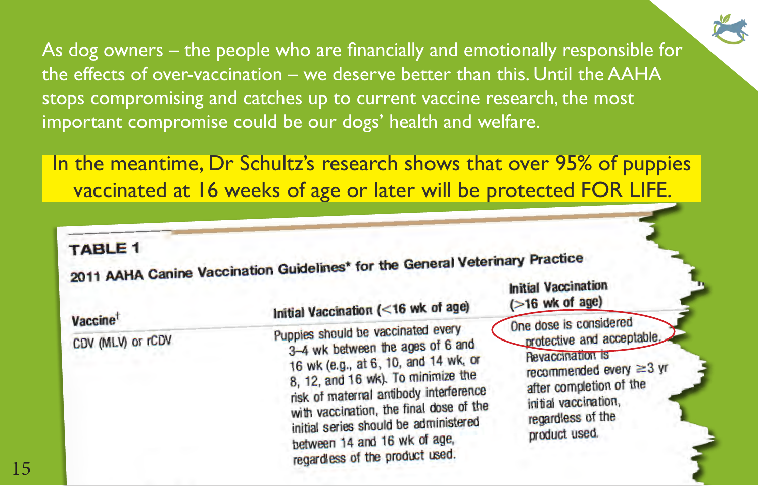As dog owners – the people who are financially and emotionally responsible for the effects of over-vaccination – we deserve better than this. Until the AAHA stops compromising and catches up to current vaccine research, the most important compromise could be our dogs' health and welfare.

In the meantime, Dr Schultz's research shows that over 95% of puppies vaccinated at 16 weeks of age or later will be protected FOR LIFE.

**TABLE 1**

**2011 AAHA Canine Vaccination Guidelines* for the General Veterinary Practice**

| Vaccine[†] | Initial Vaccination (<16 wk of age) | Initial Vaccination (>16 wk of age) |
|---|---|---|
| CDV (MLV) or rCDV | Puppies should be vaccinated every 3–4 wk between the ages of 6 and 16 wk (e.g., at 6, 10, and 14 wk, or 8, 12, and 16 wk). To minimize the risk of maternal antibody interference with vaccination, the final dose of the initial series should be administered between 14 and 16 wk of age, regardless of the product used. | One dose is considered protective and acceptable. Revaccination is recommended every ≥3 yr after completion of the initial vaccination, regardless of the product used. |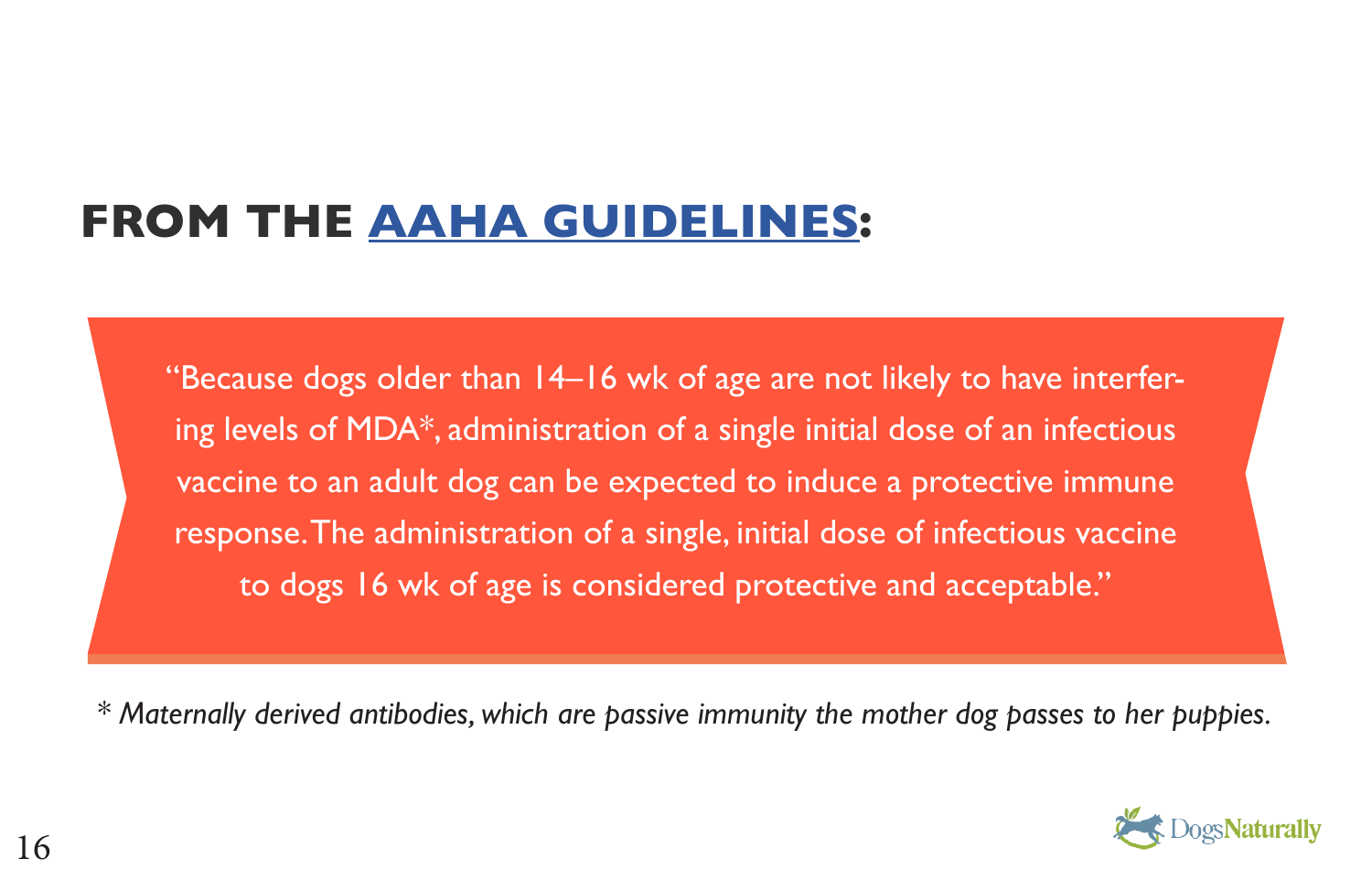## FROM THE AAHA GUIDELINES:

"Because dogs older than 14–16 wk of age are not likely to have interfering levels of MDA*, administration of a single initial dose of an infectious vaccine to an adult dog can be expected to induce a protective immune response. The administration of a single, initial dose of infectious vaccine to dogs 16 wk of age is considered protective and acceptable."

*\* Maternally derived antibodies, which are passive immunity the mother dog passes to her puppies.*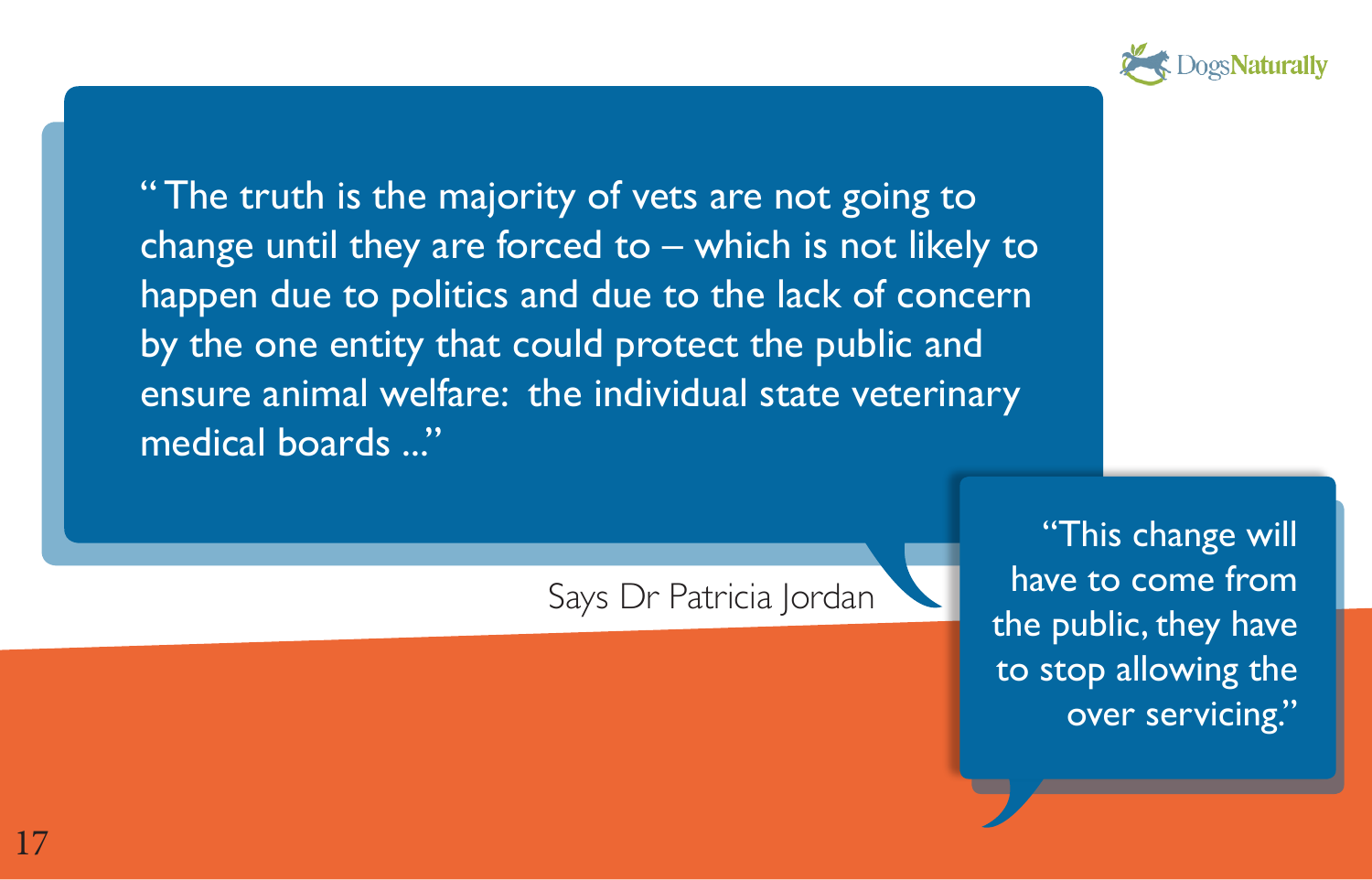"The truth is the majority of vets are not going to change until they are forced to – which is not likely to happen due to politics and due to the lack of concern by the one entity that could protect the public and ensure animal welfare: the individual state veterinary medical boards ..."

Says Dr Patricia Jordan

"This change will have to come from the public, they have to stop allowing the over servicing."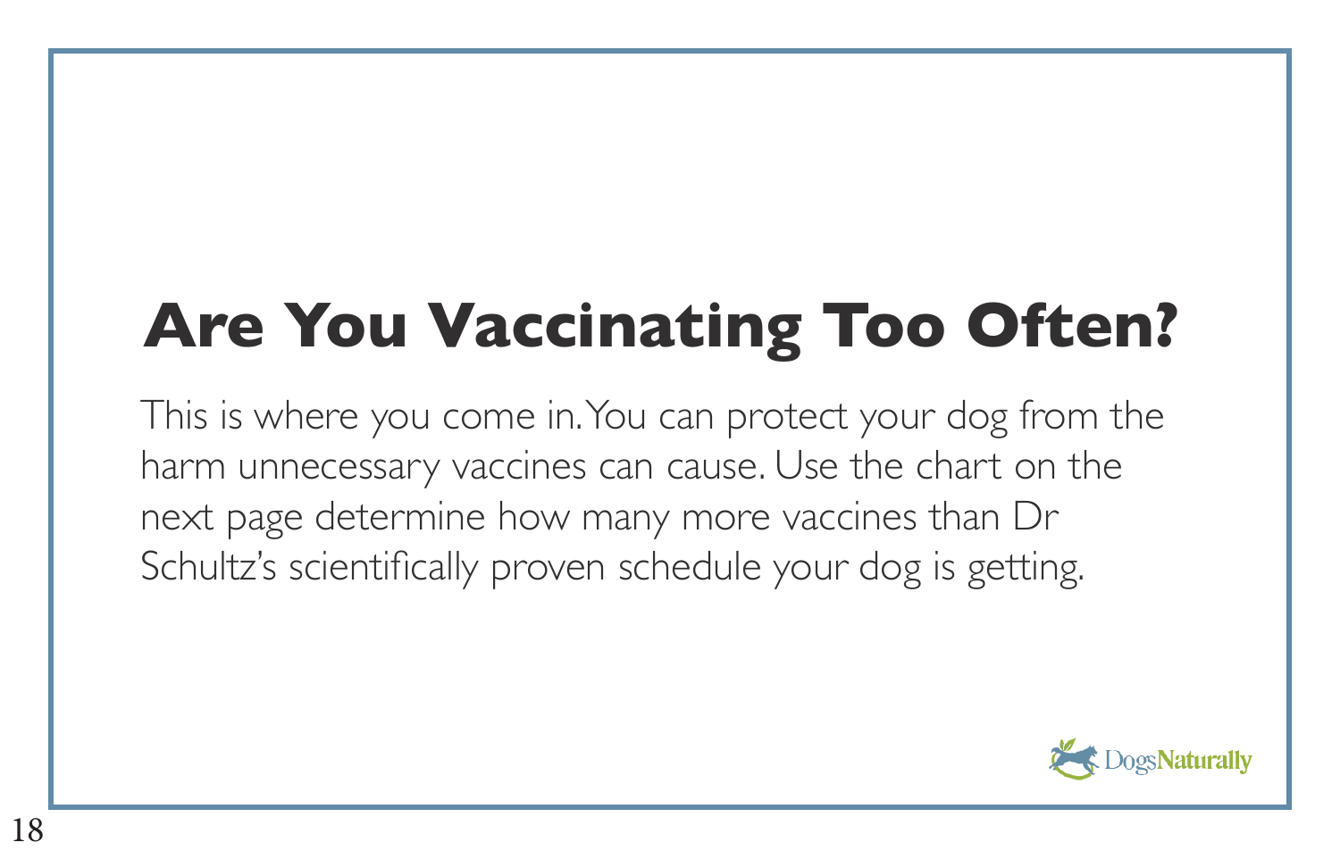# Are You Vaccinating Too Often?

This is where you come in. You can protect your dog from the harm unnecessary vaccines can cause. Use the chart on the next page determine how many more vaccines than Dr Schultz's scientifically proven schedule your dog is getting.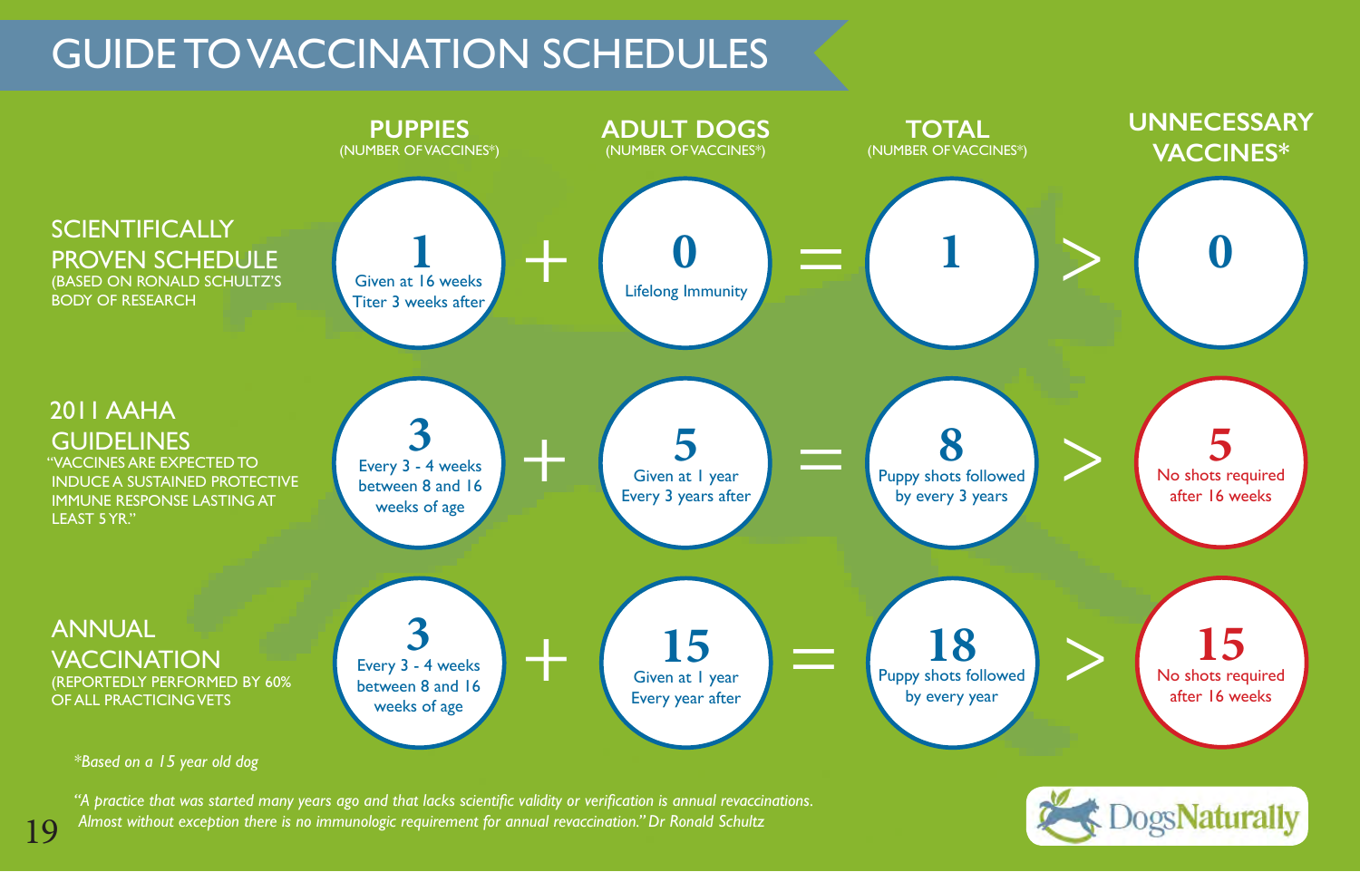# GUIDE TO VACCINATION SCHEDULES

| | PUPPIES (NUMBER OF VACCINES*) | | ADULT DOGS (NUMBER OF VACCINES*) | | TOTAL (NUMBER OF VACCINES*) | | UNNECESSARY VACCINES* |
|---|---|---|---|---|---|---|---|
| **SCIENTIFICALLY PROVEN SCHEDULE** (BASED ON RONALD SCHULTZ'S BODY OF RESEARCH | **1** Given at 16 weeks Titer 3 weeks after | + | **0** Lifelong Immunity | = | **1** | > | **0** |
| **2011 AAHA GUIDELINES** "VACCINES ARE EXPECTED TO INDUCE A SUSTAINED PROTECTIVE IMMUNE RESPONSE LASTING AT LEAST 5 YR." | **3** Every 3 - 4 weeks between 8 and 16 weeks of age | + | **5** Given at 1 year Every 3 years after | = | **8** Puppy shots followed by every 3 years | > | **5** No shots required after 16 weeks |
| **ANNUAL VACCINATION** (REPORTEDLY PERFORMED BY 60% OF ALL PRACTICING VETS | **3** Every 3 - 4 weeks between 8 and 16 weeks of age | + | **15** Given at 1 year Every year after | = | **18** Puppy shots followed by every year | > | **15** No shots required after 16 weeks |

*Based on a 15 year old dog*

*"A practice that was started many years ago and that lacks scientific validity or verification is annual revaccinations. Almost without exception there is no immunologic requirement for annual revaccination." Dr Ronald Schultz*

DogsNaturally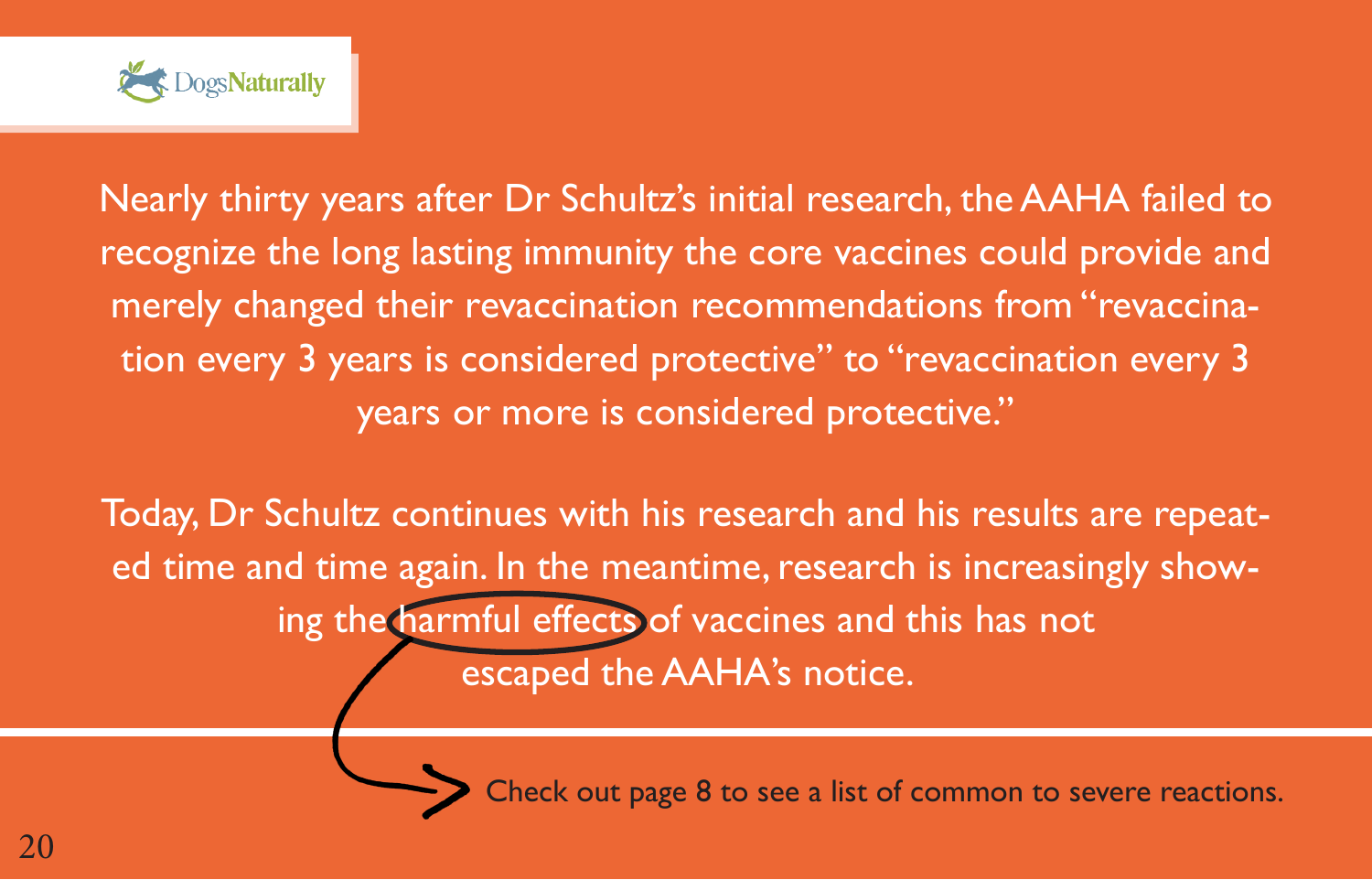Nearly thirty years after Dr Schultz's initial research, the AAHA failed to recognize the long lasting immunity the core vaccines could provide and merely changed their revaccination recommendations from "revaccination every 3 years is considered protective" to "revaccination every 3 years or more is considered protective."

Today, Dr Schultz continues with his research and his results are repeated time and time again. In the meantime, research is increasingly showing the harmful effects of vaccines and this has not escaped the AAHA's notice.

Check out page 8 to see a list of common to severe reactions.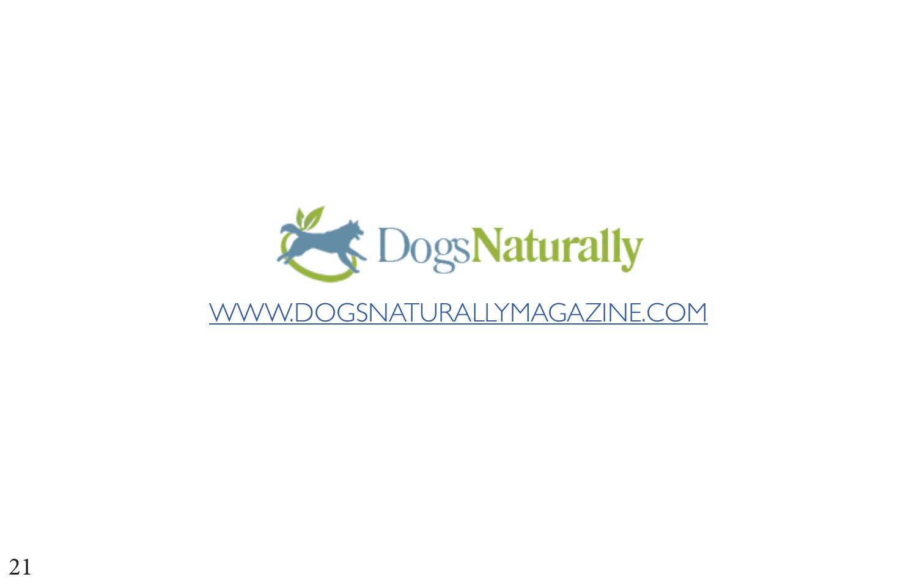DogsNaturally

[WWW.DOGSNATURALLYMAGAZINE.COM](http://www.dogsnaturallymagazine.com)